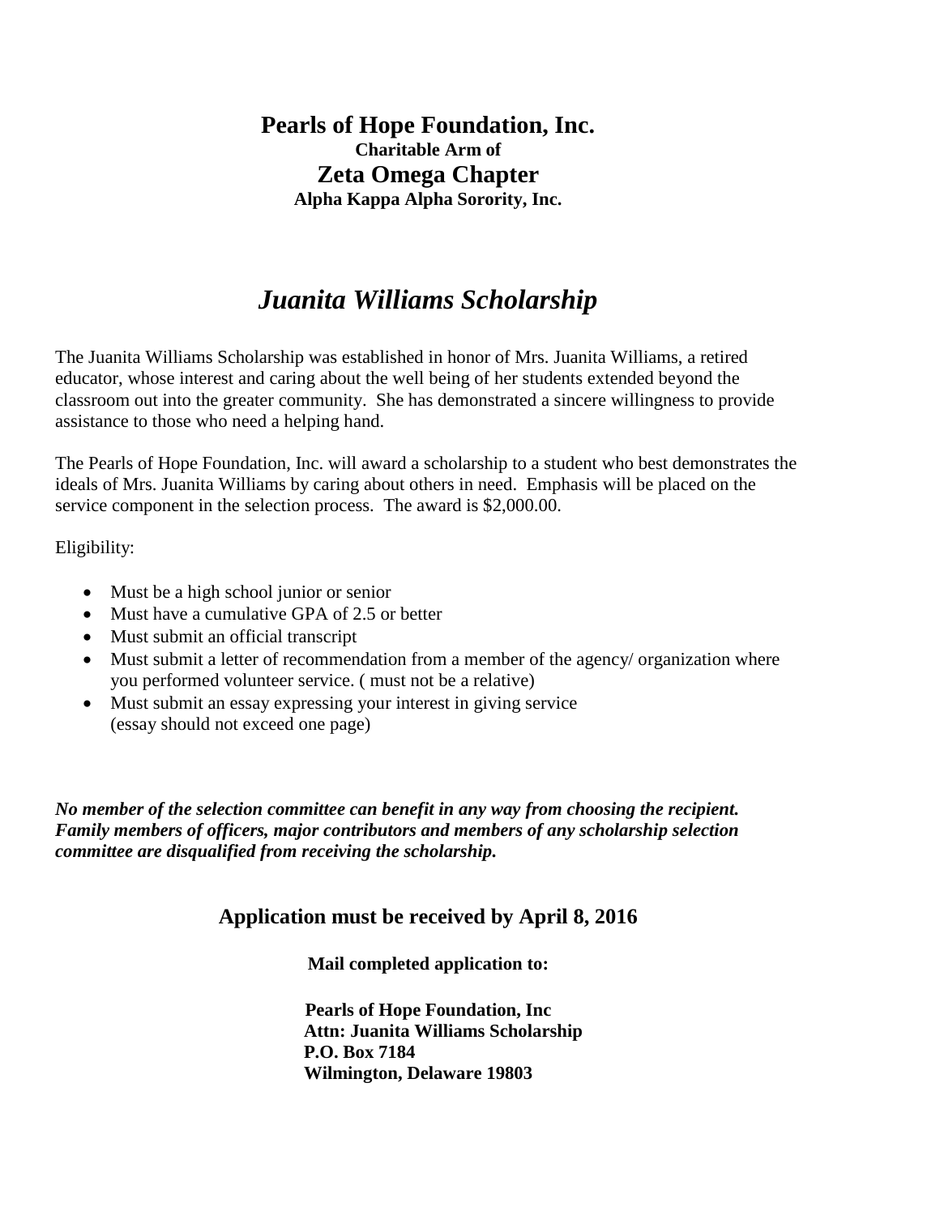# Pearls of Hope Foundation, Inc.

**Charitable Arm of**

## Zeta Omega Chapter

**Alpha Kappa Alpha Sorority, Inc.**

## *Juanita Williams Scholarship*

The Juanita Williams Scholarship was established in honor of Mrs. Juanita Williams, a retired educator, whose interest and caring about the well being of her students extended beyond the classroom out into the greater community. She has demonstrated a sincere willingness to provide assistance to those who need a helping hand.

The Pearls of Hope Foundation, Inc. will award a scholarship to a student who best demonstrates the ideals of Mrs. Juanita Williams by caring about others in need. Emphasis will be placed on the service component in the selection process. The award is $2,000.00.

Eligibility:

- Must be a high school junior or senior
- Must have a cumulative GPA of 2.5 or better
- Must submit an official transcript
- Must submit a letter of recommendation from a member of the agency/ organization where you performed volunteer service. ( must not be a relative)
- Must submit an essay expressing your interest in giving service (essay should not exceed one page)

***No member of the selection committee can benefit in any way from choosing the recipient. Family members of officers, major contributors and members of any scholarship selection committee are disqualified from receiving the scholarship.***

### Application must be received by April 8, 2016

**Mail completed application to:**

**Pearls of Hope Foundation, Inc**
**Attn: Juanita Williams Scholarship**
**P.O. Box 7184**
**Wilmington, Delaware 19803**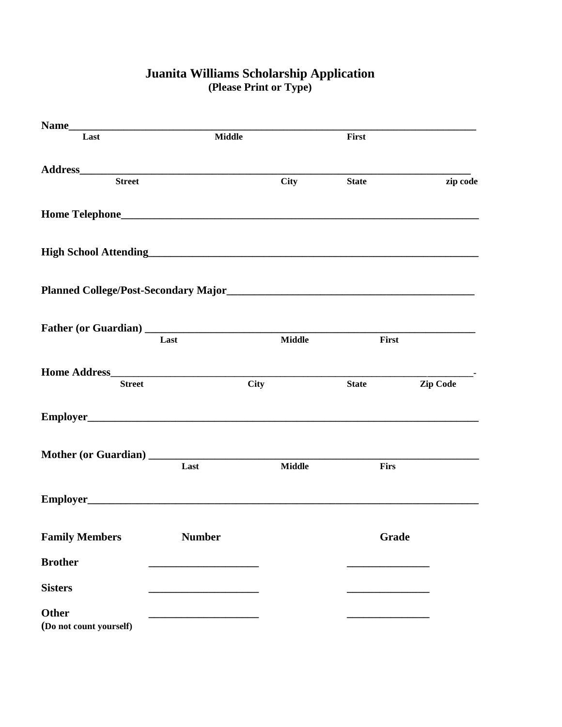# Juanita Williams Scholarship Application

**(Please Print or Type)**

**Name**______________________________________________________________________________

**Last** **Middle** **First**

**Address**____________________________________________________________________________

**Street** **City** **State** **zip code**

**Home Telephone**______________________________________________________________________

**High School Attending**__________________________________________________________________

**Planned College/Post-Secondary Major**______________________________________________

**Father (or Guardian)** _____________________________________________________________

**Last** **Middle** **First**

**Home Address**_____________________________________________________________________-

**Street** **City** **State** **Zip Code**

**Employer**____________________________________________________________________________

**Mother (or Guardian)** ____________________________________________________________

**Last** **Middle** **Firs**

**Employer**____________________________________________________________________________

| **Family Members** | **Number** | **Grade** |
|---|---|---|
| **Brother** | ____________________ | _______________ |
| **Sisters** | ____________________ | _______________ |
| **Other** (**Do not count yourself)** | ____________________ | _______________ |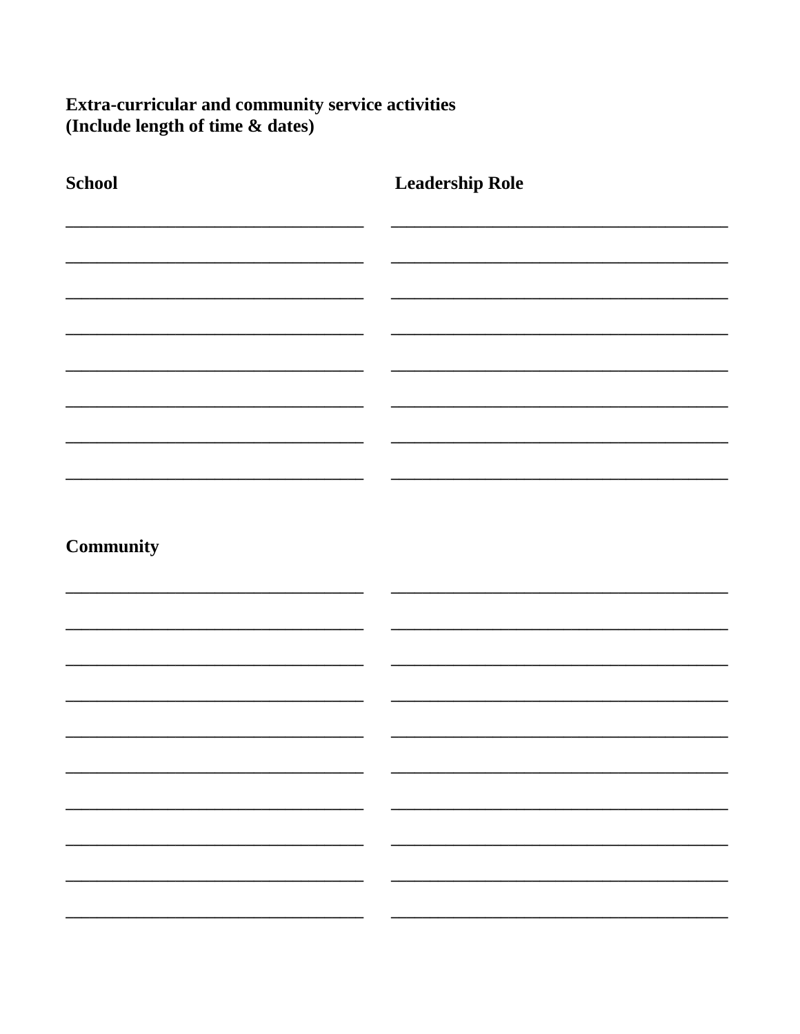**Extra-curricular and community service activities**
**(Include length of time & dates)**

| **School** | **Leadership Role** |
| --- | --- |
| ______________________________ | ____________________________________ |
| ______________________________ | ____________________________________ |
| ______________________________ | ____________________________________ |
| ______________________________ | ____________________________________ |
| ______________________________ | ____________________________________ |
| ______________________________ | ____________________________________ |
| ______________________________ | ____________________________________ |
| ______________________________ | ____________________________________ |

| **Community** | |
| --- | --- |
| ______________________________ | ____________________________________ |
| ______________________________ | ____________________________________ |
| ______________________________ | ____________________________________ |
| ______________________________ | ____________________________________ |
| ______________________________ | ____________________________________ |
| ______________________________ | ____________________________________ |
| ______________________________ | ____________________________________ |
| ______________________________ | ____________________________________ |
| ______________________________ | ____________________________________ |
| ______________________________ | ____________________________________ |